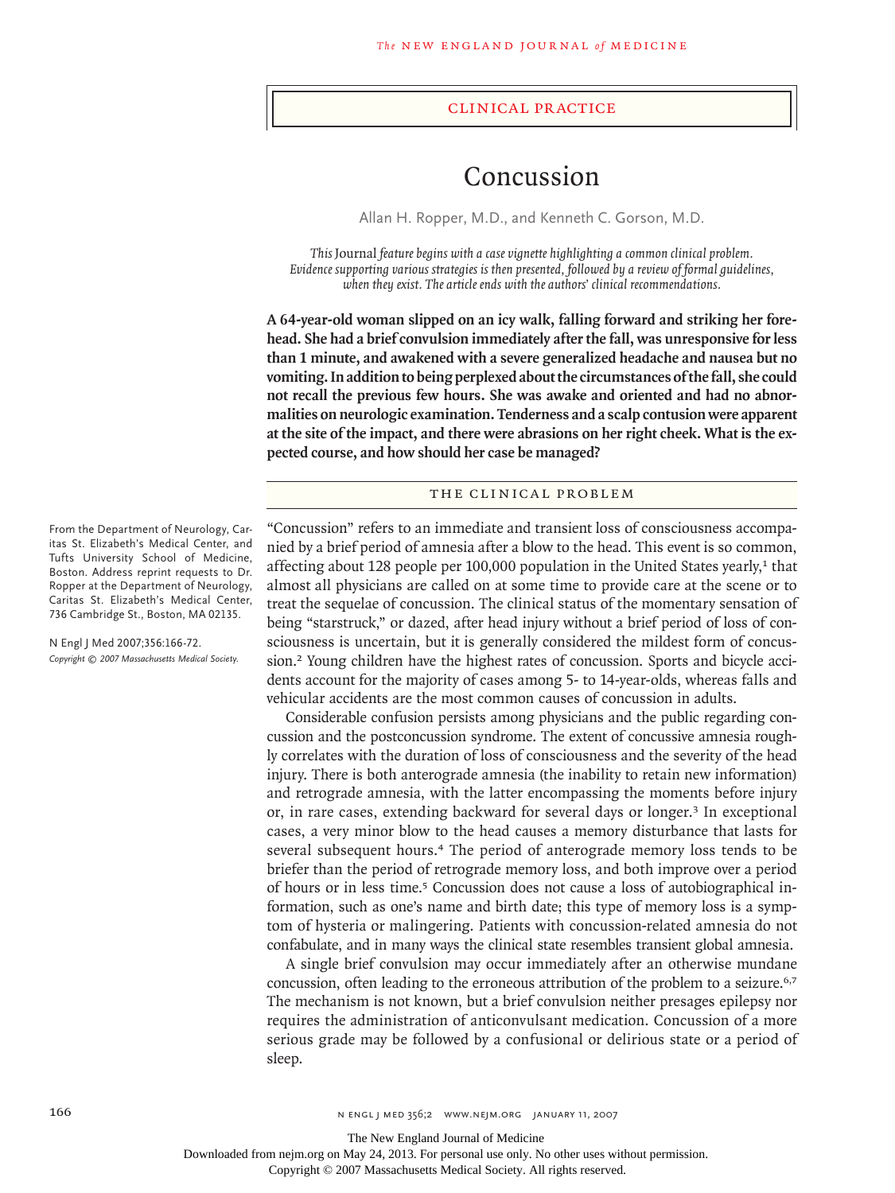## CLINICAL PRACTICE

# Concussion

Allan H. Ropper, M.D., and Kenneth C. Gorson, M.D.

*This* Journal *feature begins with a case vignette highlighting a common clinical problem. Evidence supporting various strategies is then presented, followed by a review of formal guidelines, when they exist. The article ends with the authors' clinical recommendations.*

**A 64-year-old woman slipped on an icy walk, falling forward and striking her forehead. She had a brief convulsion immediately after the fall, was unresponsive for less than 1 minute, and awakened with a severe generalized headache and nausea but no vomiting. In addition to being perplexed about the circumstances of the fall, she could not recall the previous few hours. She was awake and oriented and had no abnormalities on neurologic examination. Tenderness and a scalp contusion were apparent at the site of the impact, and there were abrasions on her right cheek. What is the expected course, and how should her case be managed?**

## THE CLINICAL PROBLEM

"Concussion" refers to an immediate and transient loss of consciousness accompanied by a brief period of amnesia after a blow to the head. This event is so common, affecting about 128 people per 100,000 population in the United States yearly,[1] that almost all physicians are called on at some time to provide care at the scene or to treat the sequelae of concussion. The clinical status of the momentary sensation of being "starstruck," or dazed, after head injury without a brief period of loss of consciousness is uncertain, but it is generally considered the mildest form of concussion.[2] Young children have the highest rates of concussion. Sports and bicycle accidents account for the majority of cases among 5- to 14-year-olds, whereas falls and vehicular accidents are the most common causes of concussion in adults.

Considerable confusion persists among physicians and the public regarding concussion and the postconcussion syndrome. The extent of concussive amnesia roughly correlates with the duration of loss of consciousness and the severity of the head injury. There is both anterograde amnesia (the inability to retain new information) and retrograde amnesia, with the latter encompassing the moments before injury or, in rare cases, extending backward for several days or longer.[3] In exceptional cases, a very minor blow to the head causes a memory disturbance that lasts for several subsequent hours.[4] The period of anterograde memory loss tends to be briefer than the period of retrograde memory loss, and both improve over a period of hours or in less time.[5] Concussion does not cause a loss of autobiographical information, such as one's name and birth date; this type of memory loss is a symptom of hysteria or malingering. Patients with concussion-related amnesia do not confabulate, and in many ways the clinical state resembles transient global amnesia.

A single brief convulsion may occur immediately after an otherwise mundane concussion, often leading to the erroneous attribution of the problem to a seizure.[6,7] The mechanism is not known, but a brief convulsion neither presages epilepsy nor requires the administration of anticonvulsant medication. Concussion of a more serious grade may be followed by a confusional or delirious state or a period of sleep.

From the Department of Neurology, Caritas St. Elizabeth's Medical Center, and Tufts University School of Medicine, Boston. Address reprint requests to Dr. Ropper at the Department of Neurology, Caritas St. Elizabeth's Medical Center, 736 Cambridge St., Boston, MA 02135.

N Engl J Med 2007;356:166-72.
*Copyright © 2007 Massachusetts Medical Society.*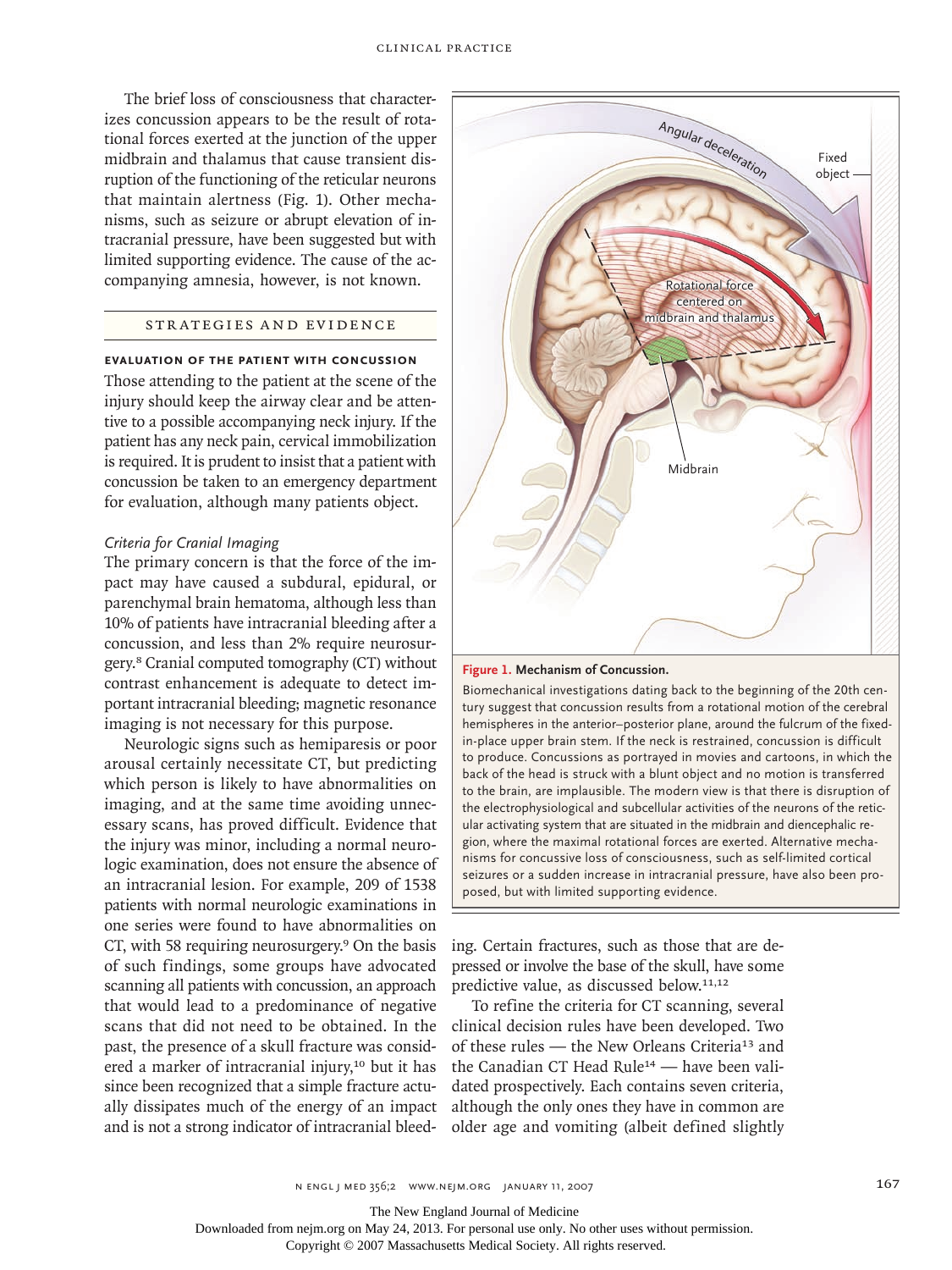The brief loss of consciousness that characterizes concussion appears to be the result of rotational forces exerted at the junction of the upper midbrain and thalamus that cause transient disruption of the functioning of the reticular neurons that maintain alertness (Fig. 1). Other mechanisms, such as seizure or abrupt elevation of intracranial pressure, have been suggested but with limited supporting evidence. The cause of the accompanying amnesia, however, is not known.

## STRATEGIES AND EVIDENCE

### EVALUATION OF THE PATIENT WITH CONCUSSION

Those attending to the patient at the scene of the injury should keep the airway clear and be attentive to a possible accompanying neck injury. If the patient has any neck pain, cervical immobilization is required. It is prudent to insist that a patient with concussion be taken to an emergency department for evaluation, although many patients object.

#### *Criteria for Cranial Imaging*

The primary concern is that the force of the impact may have caused a subdural, epidural, or parenchymal brain hematoma, although less than 10% of patients have intracranial bleeding after a concussion, and less than 2% require neurosurgery.[8] Cranial computed tomography (CT) without contrast enhancement is adequate to detect important intracranial bleeding; magnetic resonance imaging is not necessary for this purpose.

Neurologic signs such as hemiparesis or poor arousal certainly necessitate CT, but predicting which person is likely to have abnormalities on imaging, and at the same time avoiding unnecessary scans, has proved difficult. Evidence that the injury was minor, including a normal neurologic examination, does not ensure the absence of an intracranial lesion. For example, 209 of 1538 patients with normal neurologic examinations in one series were found to have abnormalities on CT, with 58 requiring neurosurgery.[9] On the basis of such findings, some groups have advocated scanning all patients with concussion, an approach that would lead to a predominance of negative scans that did not need to be obtained. In the past, the presence of a skull fracture was considered a marker of intracranial injury,[10] but it has since been recognized that a simple fracture actually dissipates much of the energy of an impact and is not a strong indicator of intracranial bleeding. Certain fractures, such as those that are depressed or involve the base of the skull, have some predictive value, as discussed below.[11,12]

To refine the criteria for CT scanning, several clinical decision rules have been developed. Two of these rules — the New Orleans Criteria[13] and the Canadian CT Head Rule[14] — have been validated prospectively. Each contains seven criteria, although the only ones they have in common are older age and vomiting (albeit defined slightly

**Figure 1. Mechanism of Concussion.**

Biomechanical investigations dating back to the beginning of the 20th century suggest that concussion results from a rotational motion of the cerebral hemispheres in the anterior–posterior plane, around the fulcrum of the fixed-in-place upper brain stem. If the neck is restrained, concussion is difficult to produce. Concussions as portrayed in movies and cartoons, in which the back of the head is struck with a blunt object and no motion is transferred to the brain, are implausible. The modern view is that there is disruption of the electrophysiological and subcellular activities of the neurons of the reticular activating system that are situated in the midbrain and diencephalic region, where the maximal rotational forces are exerted. Alternative mechanisms for concussive loss of consciousness, such as self-limited cortical seizures or a sudden increase in intracranial pressure, have also been proposed, but with limited supporting evidence.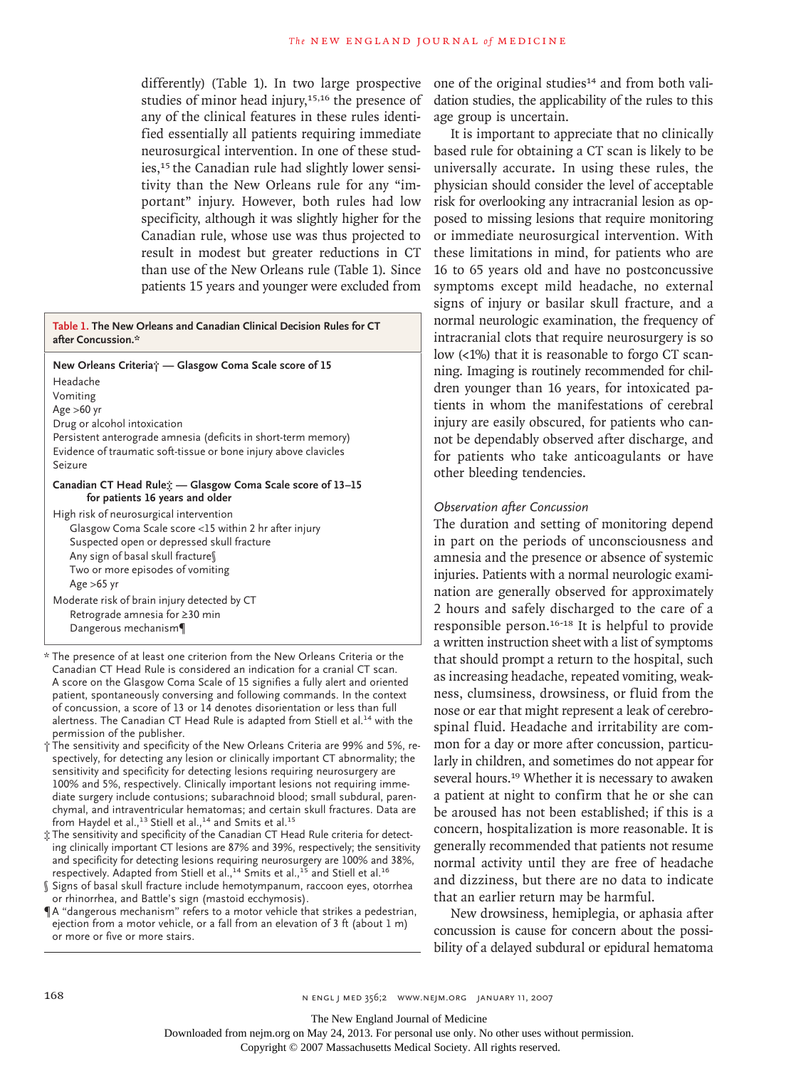differently) (Table 1). In two large prospective studies of minor head injury,[15,16] the presence of any of the clinical features in these rules identified essentially all patients requiring immediate neurosurgical intervention. In one of these studies,[15] the Canadian rule had slightly lower sensitivity than the New Orleans rule for any "important" injury. However, both rules had low specificity, although it was slightly higher for the Canadian rule, whose use was thus projected to result in modest but greater reductions in CT than use of the New Orleans rule (Table 1). Since patients 15 years and younger were excluded from one of the original studies[14] and from both validation studies, the applicability of the rules to this age group is uncertain.

It is important to appreciate that no clinically based rule for obtaining a CT scan is likely to be universally accurate. In using these rules, the physician should consider the level of acceptable risk for overlooking any intracranial lesion as opposed to missing lesions that require monitoring or immediate neurosurgical intervention. With these limitations in mind, for patients who are 16 to 65 years old and have no postconcussive symptoms except mild headache, no external signs of injury or basilar skull fracture, and a normal neurologic examination, the frequency of intracranial clots that require neurosurgery is so low (<1%) that it is reasonable to forgo CT scanning. Imaging is routinely recommended for children younger than 16 years, for intoxicated patients in whom the manifestations of cerebral injury are easily obscured, for patients who cannot be dependably observed after discharge, and for patients who take anticoagulants or have other bleeding tendencies.

**Table 1. The New Orleans and Canadian Clinical Decision Rules for CT after Concussion.***

| |
|---|
| **New Orleans Criteria† — Glasgow Coma Scale score of 15** |
| Headache |
| Vomiting |
| Age >60 yr |
| Drug or alcohol intoxication |
| Persistent anterograde amnesia (deficits in short-term memory) |
| Evidence of traumatic soft-tissue or bone injury above clavicles |
| Seizure |
| **Canadian CT Head Rule‡ — Glasgow Coma Scale score of 13–15 for patients 16 years and older** |
| High risk of neurosurgical intervention |
| Glasgow Coma Scale score <15 within 2 hr after injury |
| Suspected open or depressed skull fracture |
| Any sign of basal skull fracture§ |
| Two or more episodes of vomiting |
| Age >65 yr |
| Moderate risk of brain injury detected by CT |
| Retrograde amnesia for ≥30 min |
| Dangerous mechanism¶ |

\* The presence of at least one criterion from the New Orleans Criteria or the Canadian CT Head Rule is considered an indication for a cranial CT scan. A score on the Glasgow Coma Scale of 15 signifies a fully alert and oriented patient, spontaneously conversing and following commands. In the context of concussion, a score of 13 or 14 denotes disorientation or less than full alertness. The Canadian CT Head Rule is adapted from Stiell et al.[14] with the permission of the publisher.

† The sensitivity and specificity of the New Orleans Criteria are 99% and 5%, respectively, for detecting any lesion or clinically important CT abnormality; the sensitivity and specificity for detecting lesions requiring neurosurgery are 100% and 5%, respectively. Clinically important lesions not requiring immediate surgery include contusions; subarachnoid blood; small subdural, parenchymal, and intraventricular hematomas; and certain skull fractures. Data are from Haydel et al.,[13] Stiell et al.,[14] and Smits et al.[15]

‡ The sensitivity and specificity of the Canadian CT Head Rule criteria for detecting clinically important CT lesions are 87% and 39%, respectively; the sensitivity and specificity for detecting lesions requiring neurosurgery are 100% and 38%, respectively. Adapted from Stiell et al.,[14] Smits et al.,[15] and Stiell et al.[16]

§ Signs of basal skull fracture include hemotympanum, raccoon eyes, otorrhea or rhinorrhea, and Battle's sign (mastoid ecchymosis).

¶ A "dangerous mechanism" refers to a motor vehicle that strikes a pedestrian, ejection from a motor vehicle, or a fall from an elevation of 3 ft (about 1 m) or more or five or more stairs.

### *Observation after Concussion*

The duration and setting of monitoring depend in part on the periods of unconsciousness and amnesia and the presence or absence of systemic injuries. Patients with a normal neurologic examination are generally observed for approximately 2 hours and safely discharged to the care of a responsible person.[16-18] It is helpful to provide a written instruction sheet with a list of symptoms that should prompt a return to the hospital, such as increasing headache, repeated vomiting, weakness, clumsiness, drowsiness, or fluid from the nose or ear that might represent a leak of cerebrospinal fluid. Headache and irritability are common for a day or more after concussion, particularly in children, and sometimes do not appear for several hours.[19] Whether it is necessary to awaken a patient at night to confirm that he or she can be aroused has not been established; if this is a concern, hospitalization is more reasonable. It is generally recommended that patients not resume normal activity until they are free of headache and dizziness, but there are no data to indicate that an earlier return may be harmful.

New drowsiness, hemiplegia, or aphasia after concussion is cause for concern about the possibility of a delayed subdural or epidural hematoma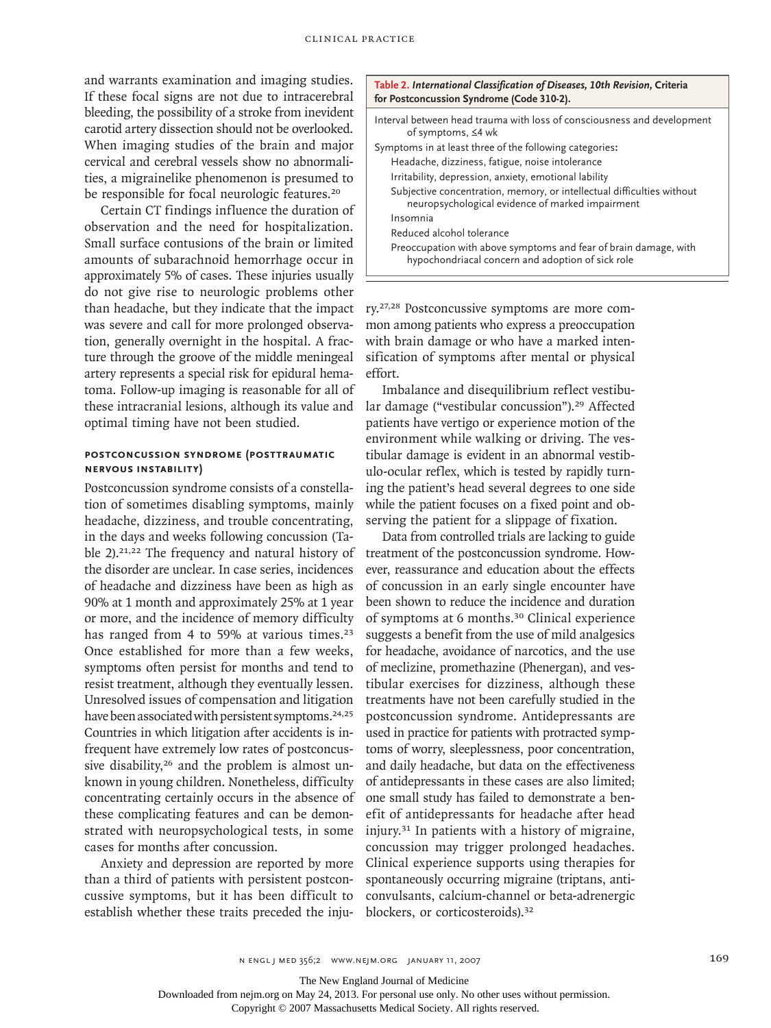and warrants examination and imaging studies. If these focal signs are not due to intracerebral bleeding, the possibility of a stroke from inevident carotid artery dissection should not be overlooked. When imaging studies of the brain and major cervical and cerebral vessels show no abnormalities, a migrainelike phenomenon is presumed to be responsible for focal neurologic features.[20]

Certain CT findings influence the duration of observation and the need for hospitalization. Small surface contusions of the brain or limited amounts of subarachnoid hemorrhage occur in approximately 5% of cases. These injuries usually do not give rise to neurologic problems other than headache, but they indicate that the impact was severe and call for more prolonged observation, generally overnight in the hospital. A fracture through the groove of the middle meningeal artery represents a special risk for epidural hematoma. Follow-up imaging is reasonable for all of these intracranial lesions, although its value and optimal timing have not been studied.

### POSTCONCUSSION SYNDROME (POSTTRAUMATIC NERVOUS INSTABILITY)

Postconcussion syndrome consists of a constellation of sometimes disabling symptoms, mainly headache, dizziness, and trouble concentrating, in the days and weeks following concussion (Table 2).[21,22] The frequency and natural history of the disorder are unclear. In case series, incidences of headache and dizziness have been as high as 90% at 1 month and approximately 25% at 1 year or more, and the incidence of memory difficulty has ranged from 4 to 59% at various times.[23] Once established for more than a few weeks, symptoms often persist for months and tend to resist treatment, although they eventually lessen. Unresolved issues of compensation and litigation have been associated with persistent symptoms.[24,25] Countries in which litigation after accidents is infrequent have extremely low rates of postconcussive disability,[26] and the problem is almost unknown in young children. Nonetheless, difficulty concentrating certainly occurs in the absence of these complicating features and can be demonstrated with neuropsychological tests, in some cases for months after concussion.

**Table 2.** ***International Classification of Diseases, 10th Revision,* Criteria for Postconcussion Syndrome (Code 310-2).**

| |
|---|
| Interval between head trauma with loss of consciousness and development of symptoms, ≤4 wk |
| Symptoms in at least three of the following categories: |
| Headache, dizziness, fatigue, noise intolerance |
| Irritability, depression, anxiety, emotional lability |
| Subjective concentration, memory, or intellectual difficulties without neuropsychological evidence of marked impairment |
| Insomnia |
| Reduced alcohol tolerance |
| Preoccupation with above symptoms and fear of brain damage, with hypochondriacal concern and adoption of sick role |

Anxiety and depression are reported by more than a third of patients with persistent postconcussive symptoms, but it has been difficult to establish whether these traits preceded the injury.[27,28] Postconcussive symptoms are more common among patients who express a preoccupation with brain damage or who have a marked intensification of symptoms after mental or physical effort.

Imbalance and disequilibrium reflect vestibular damage ("vestibular concussion").[29] Affected patients have vertigo or experience motion of the environment while walking or driving. The vestibular damage is evident in an abnormal vestibulo-ocular reflex, which is tested by rapidly turning the patient's head several degrees to one side while the patient focuses on a fixed point and observing the patient for a slippage of fixation.

Data from controlled trials are lacking to guide treatment of the postconcussion syndrome. However, reassurance and education about the effects of concussion in an early single encounter have been shown to reduce the incidence and duration of symptoms at 6 months.[30] Clinical experience suggests a benefit from the use of mild analgesics for headache, avoidance of narcotics, and the use of meclizine, promethazine (Phenergan), and vestibular exercises for dizziness, although these treatments have not been carefully studied in the postconcussion syndrome. Antidepressants are used in practice for patients with protracted symptoms of worry, sleeplessness, poor concentration, and daily headache, but data on the effectiveness of antidepressants in these cases are also limited; one small study has failed to demonstrate a benefit of antidepressants for headache after head injury.[31] In patients with a history of migraine, concussion may trigger prolonged headaches. Clinical experience supports using therapies for spontaneously occurring migraine (triptans, anticonvulsants, calcium-channel or beta-adrenergic blockers, or corticosteroids).[32]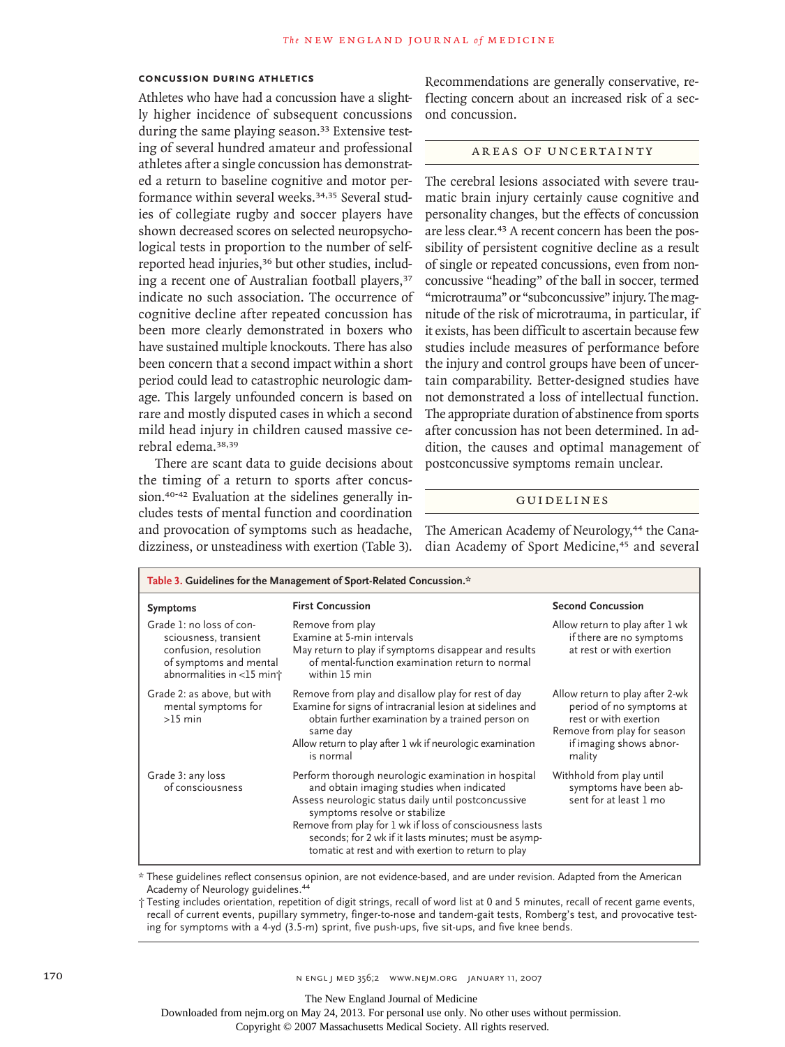### CONCUSSION DURING ATHLETICS

Athletes who have had a concussion have a slightly higher incidence of subsequent concussions during the same playing season.[33] Extensive testing of several hundred amateur and professional athletes after a single concussion has demonstrated a return to baseline cognitive and motor performance within several weeks.[34,35] Several studies of collegiate rugby and soccer players have shown decreased scores on selected neuropsychological tests in proportion to the number of self-reported head injuries,[36] but other studies, including a recent one of Australian football players,[37] indicate no such association. The occurrence of cognitive decline after repeated concussion has been more clearly demonstrated in boxers who have sustained multiple knockouts. There has also been concern that a second impact within a short period could lead to catastrophic neurologic damage. This largely unfounded concern is based on rare and mostly disputed cases in which a second mild head injury in children caused massive cerebral edema.[38,39]

There are scant data to guide decisions about the timing of a return to sports after concussion.[40-42] Evaluation at the sidelines generally includes tests of mental function and coordination and provocation of symptoms such as headache, dizziness, or unsteadiness with exertion (Table 3). Recommendations are generally conservative, reflecting concern about an increased risk of a second concussion.

## AREAS OF UNCERTAINTY

The cerebral lesions associated with severe traumatic brain injury certainly cause cognitive and personality changes, but the effects of concussion are less clear.[43] A recent concern has been the possibility of persistent cognitive decline as a result of single or repeated concussions, even from nonconcussive "heading" of the ball in soccer, termed "microtrauma" or "subconcussive" injury. The magnitude of the risk of microtrauma, in particular, if it exists, has been difficult to ascertain because few studies include measures of performance before the injury and control groups have been of uncertain comparability. Better-designed studies have not demonstrated a loss of intellectual function. The appropriate duration of abstinence from sports after concussion has not been determined. In addition, the causes and optimal management of postconcussive symptoms remain unclear.

## GUIDELINES

The American Academy of Neurology,[44] the Canadian Academy of Sport Medicine,[45] and several

**Table 3. Guidelines for the Management of Sport-Related Concussion.***

| Symptoms | First Concussion | Second Concussion |
|---|---|---|
| Grade 1: no loss of consciousness, transient confusion, resolution of symptoms and mental abnormalities in <15 min† | Remove from play<br>Examine at 5-min intervals<br>May return to play if symptoms disappear and results of mental-function examination return to normal within 15 min | Allow return to play after 1 wk if there are no symptoms at rest or with exertion |
| Grade 2: as above, but with mental symptoms for >15 min | Remove from play and disallow play for rest of day<br>Examine for signs of intracranial lesion at sidelines and obtain further examination by a trained person on same day<br>Allow return to play after 1 wk if neurologic examination is normal | Allow return to play after 2-wk period of no symptoms at rest or with exertion<br>Remove from play for season if imaging shows abnormality |
| Grade 3: any loss of consciousness | Perform thorough neurologic examination in hospital and obtain imaging studies when indicated<br>Assess neurologic status daily until postconcussive symptoms resolve or stabilize<br>Remove from play for 1 wk if loss of consciousness lasts seconds; for 2 wk if it lasts minutes; must be asymptomatic at rest and with exertion to return to play | Withhold from play until symptoms have been absent for at least 1 mo |

\* These guidelines reflect consensus opinion, are not evidence-based, and are under revision. Adapted from the American Academy of Neurology guidelines.[44]

† Testing includes orientation, repetition of digit strings, recall of word list at 0 and 5 minutes, recall of recent game events, recall of current events, pupillary symmetry, finger-to-nose and tandem-gait tests, Romberg's test, and provocative testing for symptoms with a 4-yd (3.5-m) sprint, five push-ups, five sit-ups, and five knee bends.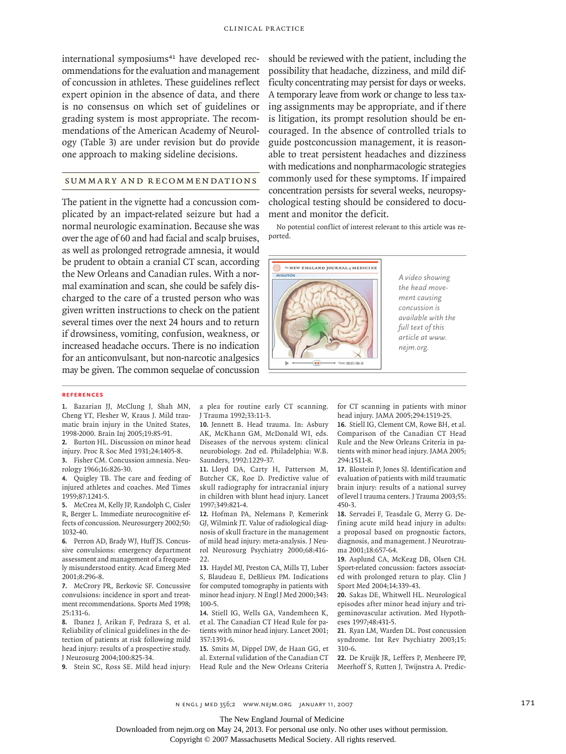international symposiums[41] have developed recommendations for the evaluation and management of concussion in athletes. These guidelines reflect expert opinion in the absence of data, and there is no consensus on which set of guidelines or grading system is most appropriate. The recommendations of the American Academy of Neurology (Table 3) are under revision but do provide one approach to making sideline decisions.

## SUMMARY AND RECOMMENDATIONS

The patient in the vignette had a concussion complicated by an impact-related seizure but had a normal neurologic examination. Because she was over the age of 60 and had facial and scalp bruises, as well as prolonged retrograde amnesia, it would be prudent to obtain a cranial CT scan, according the New Orleans and Canadian rules. With a normal examination and scan, she could be safely discharged to the care of a trusted person who was given written instructions to check on the patient several times over the next 24 hours and to return if drowsiness, vomiting, confusion, weakness, or increased headache occurs. There is no indication for an anticonvulsant, but non-narcotic analgesics may be given. The common sequelae of concussion should be reviewed with the patient, including the possibility that headache, dizziness, and mild difficulty concentrating may persist for days or weeks. A temporary leave from work or change to less taxing assignments may be appropriate, and if there is litigation, its prompt resolution should be encouraged. In the absence of controlled trials to guide postconcussion management, it is reasonable to treat persistent headaches and dizziness with medications and nonpharmacologic strategies commonly used for these symptoms. If impaired concentration persists for several weeks, neuropsychological testing should be considered to document and monitor the deficit.

No potential conflict of interest relevant to this article was reported.

*A video showing the head movement causing concussion is available with the full text of this article at www.nejm.org.*

### REFERENCES

1. Bazarian JJ, McClung J, Shah MN, Cheng YT, Flesher W, Kraus J. Mild traumatic brain injury in the United States, 1998-2000. Brain Inj 2005;19:85-91.
2. Burton HL. Discussion on minor head injury. Proc R Soc Med 1931;24:1405-8.
3. Fisher CM. Concussion amnesia. Neurology 1966;16:826-30.
4. Quigley TB. The care and feeding of injured athletes and coaches. Med Times 1959;87:1241-5.
5. McCrea M, Kelly JP, Randolph C, Cisler R, Berger L. Immediate neurocognitive effects of concussion. Neurosurgery 2002;50:1032-40.
6. Perron AD, Brady WJ, Huff JS. Concussive convulsions: emergency department assessment and management of a frequently misunderstood entity. Acad Emerg Med 2001;8:296-8.
7. McCrory PR, Berkovic SF. Concussive convulsions: incidence in sport and treatment recommendations. Sports Med 1998; 25:131-6.
8. Ibanez J, Arikan F, Pedraza S, et al. Reliability of clinical guidelines in the detection of patients at risk following mild head injury: results of a prospective study. J Neurosurg 2004;100:825-34.
9. Stein SC, Ross SE. Mild head injury: a plea for routine early CT scanning. J Trauma 1992;33:11-3.
10. Jennett B. Head trauma. In: Asbury AK, McKhann GM, McDonald WI, eds. Diseases of the nervous system: clinical neurobiology. 2nd ed. Philadelphia: W.B. Saunders, 1992:1229-37.
11. Lloyd DA, Carty H, Patterson M, Butcher CK, Roe D. Predictive value of skull radiography for intracranial injury in children with blunt head injury. Lancet 1997;349:821-4.
12. Hofman PA, Nelemans P, Kemerink GJ, Wilmink JT. Value of radiological diagnosis of skull fracture in the management of mild head injury: meta-analysis. J Neurol Neurosurg Psychiatry 2000;68:416-22.
13. Haydel MJ, Preston CA, Mills TJ, Luber S, Blaudeau E, DeBlieux PM. Indications for computed tomography in patients with minor head injury. N Engl J Med 2000;343:100-5.
14. Stiell IG, Wells GA, Vandemheen K, et al. The Canadian CT Head Rule for patients with minor head injury. Lancet 2001; 357:1391-6.
15. Smits M, Dippel DW, de Haan GG, et al. External validation of the Canadian CT Head Rule and the New Orleans Criteria for CT scanning in patients with minor head injury. JAMA 2005;294:1519-25.
16. Stiell IG, Clement CM, Rowe BH, et al. Comparison of the Canadian CT Head Rule and the New Orleans Criteria in patients with minor head injury. JAMA 2005; 294:1511-8.
17. Blostein P, Jones SJ. Identification and evaluation of patients with mild traumatic brain injury: results of a national survey of level I trauma centers. J Trauma 2003;55:450-3.
18. Servadei F, Teasdale G, Merry G. Defining acute mild head injury in adults: a proposal based on prognostic factors, diagnosis, and management. J Neurotrauma 2001;18:657-64.
19. Asplund CA, McKeag DB, Olsen CH. Sport-related concussion: factors associated with prolonged return to play. Clin J Sport Med 2004;14:339-43.
20. Sakas DE, Whitwell HL. Neurological episodes after minor head injury and trigeminovascular activation. Med Hypotheses 1997;48:431-5.
21. Ryan LM, Warden DL. Post concussion syndrome. Int Rev Psychiatry 2003;15:310-6.
22. De Kruijk JR, Leffers P, Menheere PP, Meerhoff S, Rutten J, Twijnstra A. Predic-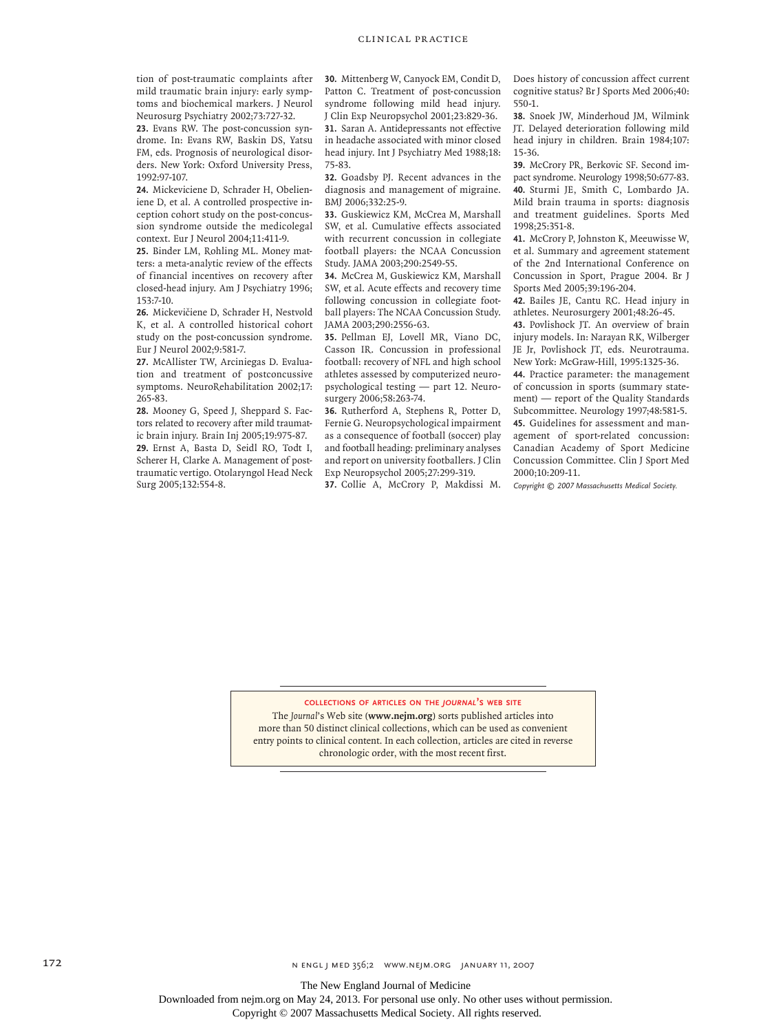tion of post-traumatic complaints after mild traumatic brain injury: early symptoms and biochemical markers. J Neurol Neurosurg Psychiatry 2002;73:727-32.

**23.** Evans RW. The post-concussion syndrome. In: Evans RW, Baskin DS, Yatsu FM, eds. Prognosis of neurological disorders. New York: Oxford University Press, 1992:97-107.

**24.** Mickeviciene D, Schrader H, Obelieniene D, et al. A controlled prospective inception cohort study on the post-concussion syndrome outside the medicolegal context. Eur J Neurol 2004;11:411-9.

**25.** Binder LM, Rohling ML. Money matters: a meta-analytic review of the effects of financial incentives on recovery after closed-head injury. Am J Psychiatry 1996; 153:7-10.

**26.** Mickevičiene D, Schrader H, Nestvold K, et al. A controlled historical cohort study on the post-concussion syndrome. Eur J Neurol 2002;9:581-7.

**27.** McAllister TW, Arciniegas D. Evaluation and treatment of postconcussive symptoms. NeuroRehabilitation 2002;17: 265-83.

**28.** Mooney G, Speed J, Sheppard S. Factors related to recovery after mild traumatic brain injury. Brain Inj 2005;19:975-87.

**29.** Ernst A, Basta D, Seidl RO, Todt I, Scherer H, Clarke A. Management of post-traumatic vertigo. Otolaryngol Head Neck Surg 2005;132:554-8.

**30.** Mittenberg W, Canyock EM, Condit D, Patton C. Treatment of post-concussion syndrome following mild head injury. J Clin Exp Neuropsychol 2001;23:829-36.

**31.** Saran A. Antidepressants not effective in headache associated with minor closed head injury. Int J Psychiatry Med 1988;18: 75-83.

**32.** Goadsby PJ. Recent advances in the diagnosis and management of migraine. BMJ 2006;332:25-9.

**33.** Guskiewicz KM, McCrea M, Marshall SW, et al. Cumulative effects associated with recurrent concussion in collegiate football players: the NCAA Concussion Study. JAMA 2003;290:2549-55.

**34.** McCrea M, Guskiewicz KM, Marshall SW, et al. Acute effects and recovery time following concussion in collegiate football players: The NCAA Concussion Study. JAMA 2003;290:2556-63.

**35.** Pellman EJ, Lovell MR, Viano DC, Casson IR. Concussion in professional football: recovery of NFL and high school athletes assessed by computerized neuropsychological testing — part 12. Neurosurgery 2006;58:263-74.

**36.** Rutherford A, Stephens R, Potter D, Fernie G. Neuropsychological impairment as a consequence of football (soccer) play and football heading: preliminary analyses and report on university footballers. J Clin Exp Neuropsychol 2005;27:299-319.

**37.** Collie A, McCrory P, Makdissi M. Does history of concussion affect current cognitive status? Br J Sports Med 2006;40: 550-1.

**38.** Snoek JW, Minderhoud JM, Wilmink JT. Delayed deterioration following mild head injury in children. Brain 1984;107: 15-36.

**39.** McCrory PR, Berkovic SF. Second impact syndrome. Neurology 1998;50:677-83.

**40.** Sturmi JE, Smith C, Lombardo JA. Mild brain trauma in sports: diagnosis and treatment guidelines. Sports Med 1998;25:351-8.

**41.** McCrory P, Johnston K, Meeuwisse W, et al. Summary and agreement statement of the 2nd International Conference on Concussion in Sport, Prague 2004. Br J Sports Med 2005;39:196-204.

**42.** Bailes JE, Cantu RC. Head injury in athletes. Neurosurgery 2001;48:26-45.

**43.** Povlishock JT. An overview of brain injury models. In: Narayan RK, Wilberger JE Jr, Povlishock JT, eds. Neurotrauma. New York: McGraw-Hill, 1995:1325-36.

**44.** Practice parameter: the management of concussion in sports (summary statement) — report of the Quality Standards Subcommittee. Neurology 1997;48:581-5.

**45.** Guidelines for assessment and management of sport-related concussion: Canadian Academy of Sport Medicine Concussion Committee. Clin J Sport Med 2000;10:209-11.

*Copyright © 2007 Massachusetts Medical Society.*

COLLECTIONS OF ARTICLES ON THE *JOURNAL*'S WEB SITE

The *Journal*'s Web site (**www.nejm.org**) sorts published articles into more than 50 distinct clinical collections, which can be used as convenient entry points to clinical content. In each collection, articles are cited in reverse chronologic order, with the most recent first.